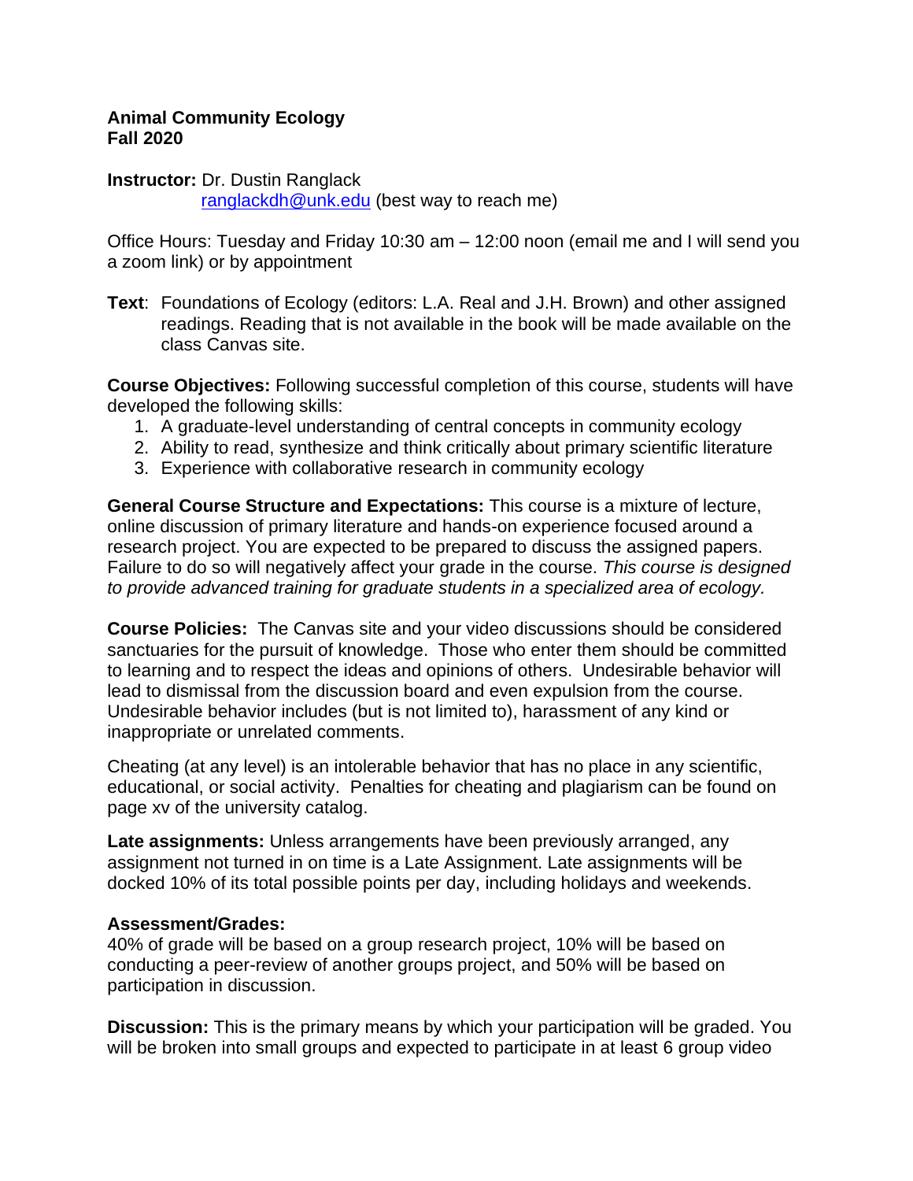**Animal Community Ecology**
**Fall 2020**

**Instructor:** Dr. Dustin Ranglack
[ranglackdh@unk.edu](mailto:ranglackdh@unk.edu) (best way to reach me)

Office Hours: Tuesday and Friday 10:30 am – 12:00 noon (email me and I will send you a zoom link) or by appointment

**Text**: Foundations of Ecology (editors: L.A. Real and J.H. Brown) and other assigned readings. Reading that is not available in the book will be made available on the class Canvas site.

**Course Objectives:** Following successful completion of this course, students will have developed the following skills:

1. A graduate-level understanding of central concepts in community ecology
2. Ability to read, synthesize and think critically about primary scientific literature
3. Experience with collaborative research in community ecology

**General Course Structure and Expectations:** This course is a mixture of lecture, online discussion of primary literature and hands-on experience focused around a research project. You are expected to be prepared to discuss the assigned papers. Failure to do so will negatively affect your grade in the course. *This course is designed to provide advanced training for graduate students in a specialized area of ecology.*

**Course Policies:** The Canvas site and your video discussions should be considered sanctuaries for the pursuit of knowledge. Those who enter them should be committed to learning and to respect the ideas and opinions of others. Undesirable behavior will lead to dismissal from the discussion board and even expulsion from the course. Undesirable behavior includes (but is not limited to), harassment of any kind or inappropriate or unrelated comments.

Cheating (at any level) is an intolerable behavior that has no place in any scientific, educational, or social activity. Penalties for cheating and plagiarism can be found on page xv of the university catalog.

**Late assignments:** Unless arrangements have been previously arranged, any assignment not turned in on time is a Late Assignment. Late assignments will be docked 10% of its total possible points per day, including holidays and weekends.

**Assessment/Grades:**
40% of grade will be based on a group research project, 10% will be based on conducting a peer-review of another groups project, and 50% will be based on participation in discussion.

**Discussion:** This is the primary means by which your participation will be graded. You will be broken into small groups and expected to participate in at least 6 group video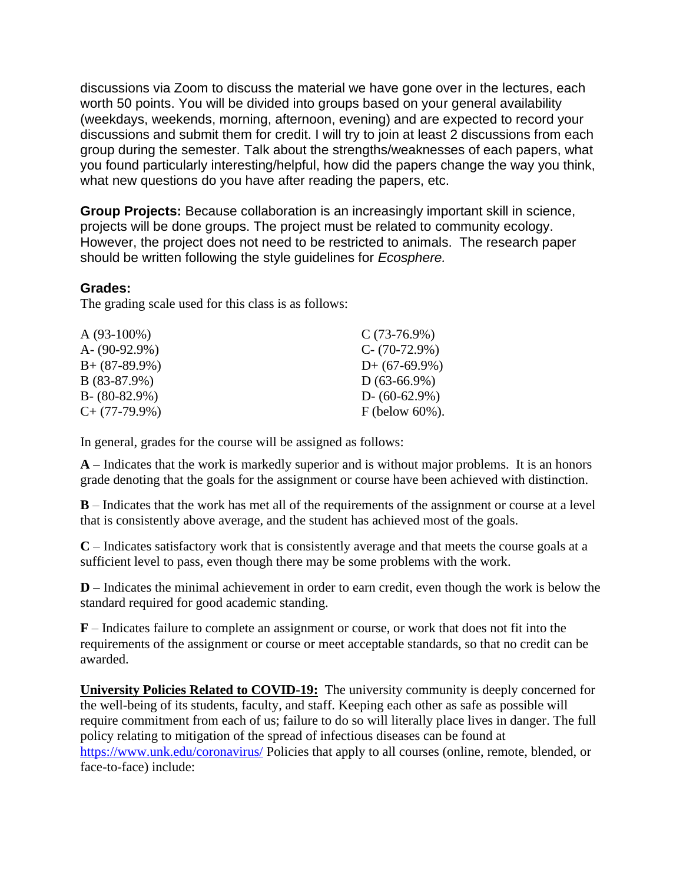discussions via Zoom to discuss the material we have gone over in the lectures, each worth 50 points. You will be divided into groups based on your general availability (weekdays, weekends, morning, afternoon, evening) and are expected to record your discussions and submit them for credit. I will try to join at least 2 discussions from each group during the semester. Talk about the strengths/weaknesses of each papers, what you found particularly interesting/helpful, how did the papers change the way you think, what new questions do you have after reading the papers, etc.

**Group Projects:** Because collaboration is an increasingly important skill in science, projects will be done groups. The project must be related to community ecology. However, the project does not need to be restricted to animals. The research paper should be written following the style guidelines for *Ecosphere.*

### Grades:

The grading scale used for this class is as follows:

| | |
|---|---|
| A (93-100%) | C (73-76.9%) |
| A- (90-92.9%) | C- (70-72.9%) |
| B+ (87-89.9%) | D+ (67-69.9%) |
| B (83-87.9%) | D (63-66.9%) |
| B- (80-82.9%) | D- (60-62.9%) |
| C+ (77-79.9%) | F (below 60%). |

In general, grades for the course will be assigned as follows:

**A** – Indicates that the work is markedly superior and is without major problems. It is an honors grade denoting that the goals for the assignment or course have been achieved with distinction.

**B** – Indicates that the work has met all of the requirements of the assignment or course at a level that is consistently above average, and the student has achieved most of the goals.

**C** – Indicates satisfactory work that is consistently average and that meets the course goals at a sufficient level to pass, even though there may be some problems with the work.

**D** – Indicates the minimal achievement in order to earn credit, even though the work is below the standard required for good academic standing.

**F** – Indicates failure to complete an assignment or course, or work that does not fit into the requirements of the assignment or course or meet acceptable standards, so that no credit can be awarded.

**University Policies Related to COVID-19:** The university community is deeply concerned for the well-being of its students, faculty, and staff. Keeping each other as safe as possible will require commitment from each of us; failure to do so will literally place lives in danger. The full policy relating to mitigation of the spread of infectious diseases can be found at https://www.unk.edu/coronavirus/ Policies that apply to all courses (online, remote, blended, or face-to-face) include: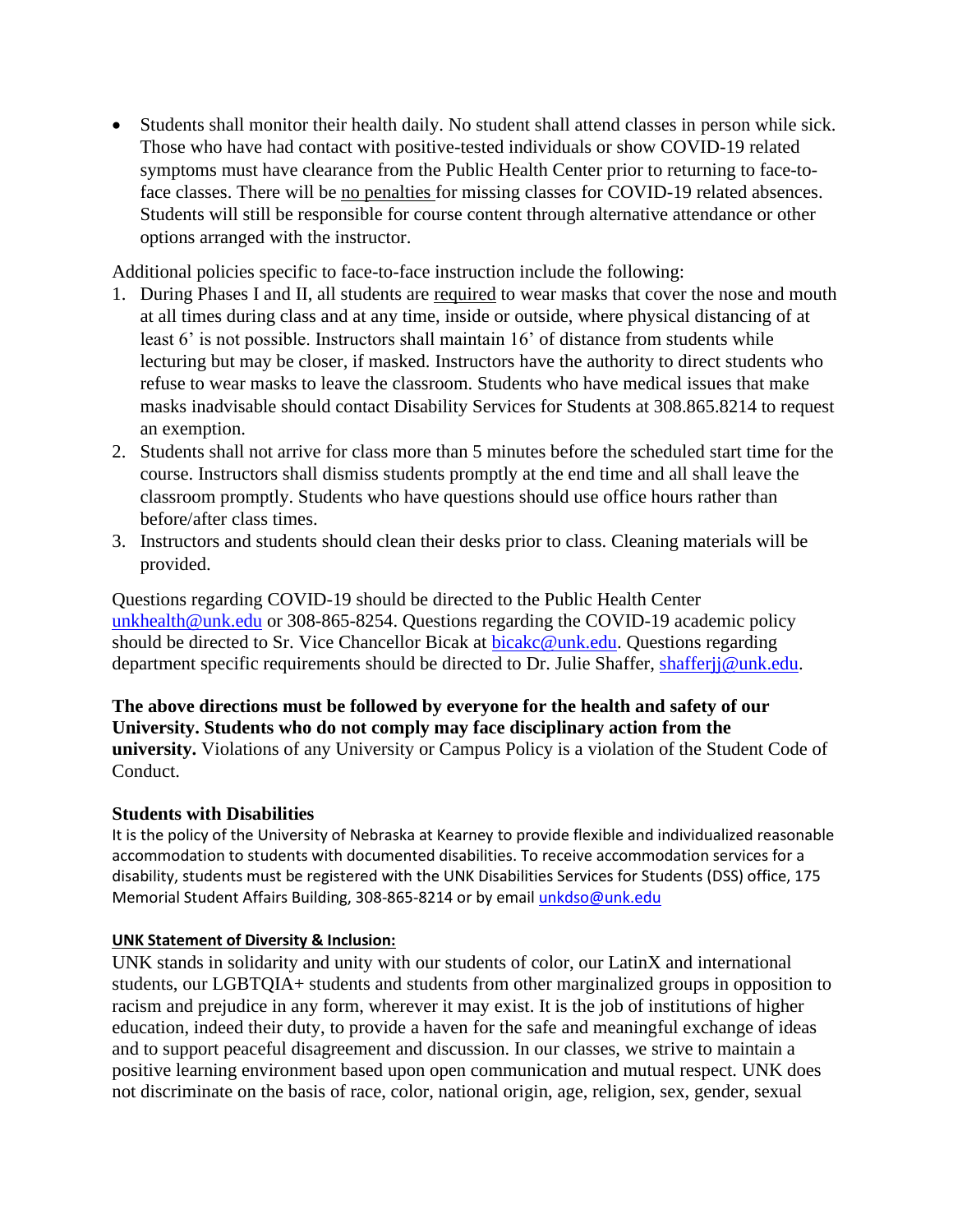- Students shall monitor their health daily. No student shall attend classes in person while sick. Those who have had contact with positive-tested individuals or show COVID-19 related symptoms must have clearance from the Public Health Center prior to returning to face-to-face classes. There will be no penalties for missing classes for COVID-19 related absences. Students will still be responsible for course content through alternative attendance or other options arranged with the instructor.

Additional policies specific to face-to-face instruction include the following:

1. During Phases I and II, all students are required to wear masks that cover the nose and mouth at all times during class and at any time, inside or outside, where physical distancing of at least 6' is not possible. Instructors shall maintain 16' of distance from students while lecturing but may be closer, if masked. Instructors have the authority to direct students who refuse to wear masks to leave the classroom. Students who have medical issues that make masks inadvisable should contact Disability Services for Students at 308.865.8214 to request an exemption.
2. Students shall not arrive for class more than 5 minutes before the scheduled start time for the course. Instructors shall dismiss students promptly at the end time and all shall leave the classroom promptly. Students who have questions should use office hours rather than before/after class times.
3. Instructors and students should clean their desks prior to class. Cleaning materials will be provided.

Questions regarding COVID-19 should be directed to the Public Health Center unkhealth@unk.edu or 308-865-8254. Questions regarding the COVID-19 academic policy should be directed to Sr. Vice Chancellor Bicak at bicakc@unk.edu. Questions regarding department specific requirements should be directed to Dr. Julie Shaffer, shafferjj@unk.edu.

**The above directions must be followed by everyone for the health and safety of our University. Students who do not comply may face disciplinary action from the university.** Violations of any University or Campus Policy is a violation of the Student Code of Conduct.

### Students with Disabilities

It is the policy of the University of Nebraska at Kearney to provide flexible and individualized reasonable accommodation to students with documented disabilities. To receive accommodation services for a disability, students must be registered with the UNK Disabilities Services for Students (DSS) office, 175 Memorial Student Affairs Building, 308-865-8214 or by email unkdso@unk.edu

#### UNK Statement of Diversity & Inclusion:

UNK stands in solidarity and unity with our students of color, our LatinX and international students, our LGBTQIA+ students and students from other marginalized groups in opposition to racism and prejudice in any form, wherever it may exist. It is the job of institutions of higher education, indeed their duty, to provide a haven for the safe and meaningful exchange of ideas and to support peaceful disagreement and discussion. In our classes, we strive to maintain a positive learning environment based upon open communication and mutual respect. UNK does not discriminate on the basis of race, color, national origin, age, religion, sex, gender, sexual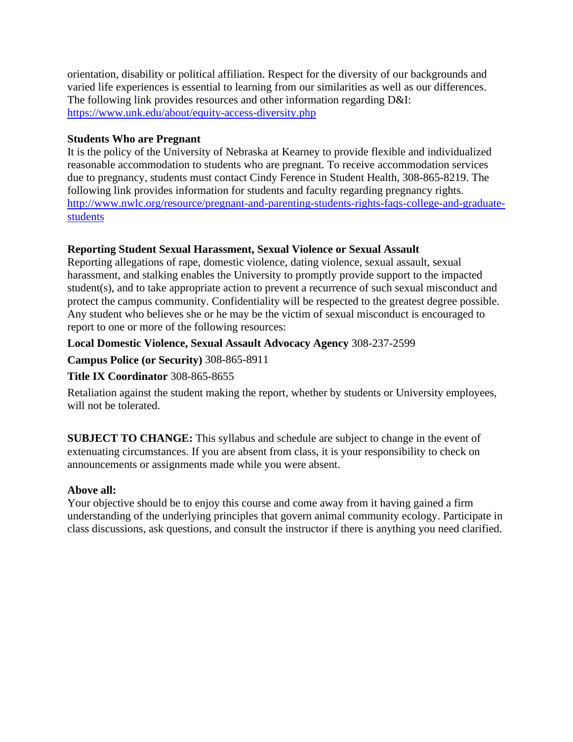orientation, disability or political affiliation. Respect for the diversity of our backgrounds and varied life experiences is essential to learning from our similarities as well as our differences. The following link provides resources and other information regarding D&I: https://www.unk.edu/about/equity-access-diversity.php

**Students Who are Pregnant**

It is the policy of the University of Nebraska at Kearney to provide flexible and individualized reasonable accommodation to students who are pregnant. To receive accommodation services due to pregnancy, students must contact Cindy Ference in Student Health, 308-865-8219. The following link provides information for students and faculty regarding pregnancy rights. http://www.nwlc.org/resource/pregnant-and-parenting-students-rights-faqs-college-and-graduate-students

**Reporting Student Sexual Harassment, Sexual Violence or Sexual Assault**

Reporting allegations of rape, domestic violence, dating violence, sexual assault, sexual harassment, and stalking enables the University to promptly provide support to the impacted student(s), and to take appropriate action to prevent a recurrence of such sexual misconduct and protect the campus community. Confidentiality will be respected to the greatest degree possible. Any student who believes she or he may be the victim of sexual misconduct is encouraged to report to one or more of the following resources:

**Local Domestic Violence, Sexual Assault Advocacy Agency** 308-237-2599

**Campus Police (or Security)** 308-865-8911

**Title IX Coordinator** 308-865-8655

Retaliation against the student making the report, whether by students or University employees, will not be tolerated.

**SUBJECT TO CHANGE:** This syllabus and schedule are subject to change in the event of extenuating circumstances. If you are absent from class, it is your responsibility to check on announcements or assignments made while you were absent.

**Above all:**

Your objective should be to enjoy this course and come away from it having gained a firm understanding of the underlying principles that govern animal community ecology. Participate in class discussions, ask questions, and consult the instructor if there is anything you need clarified.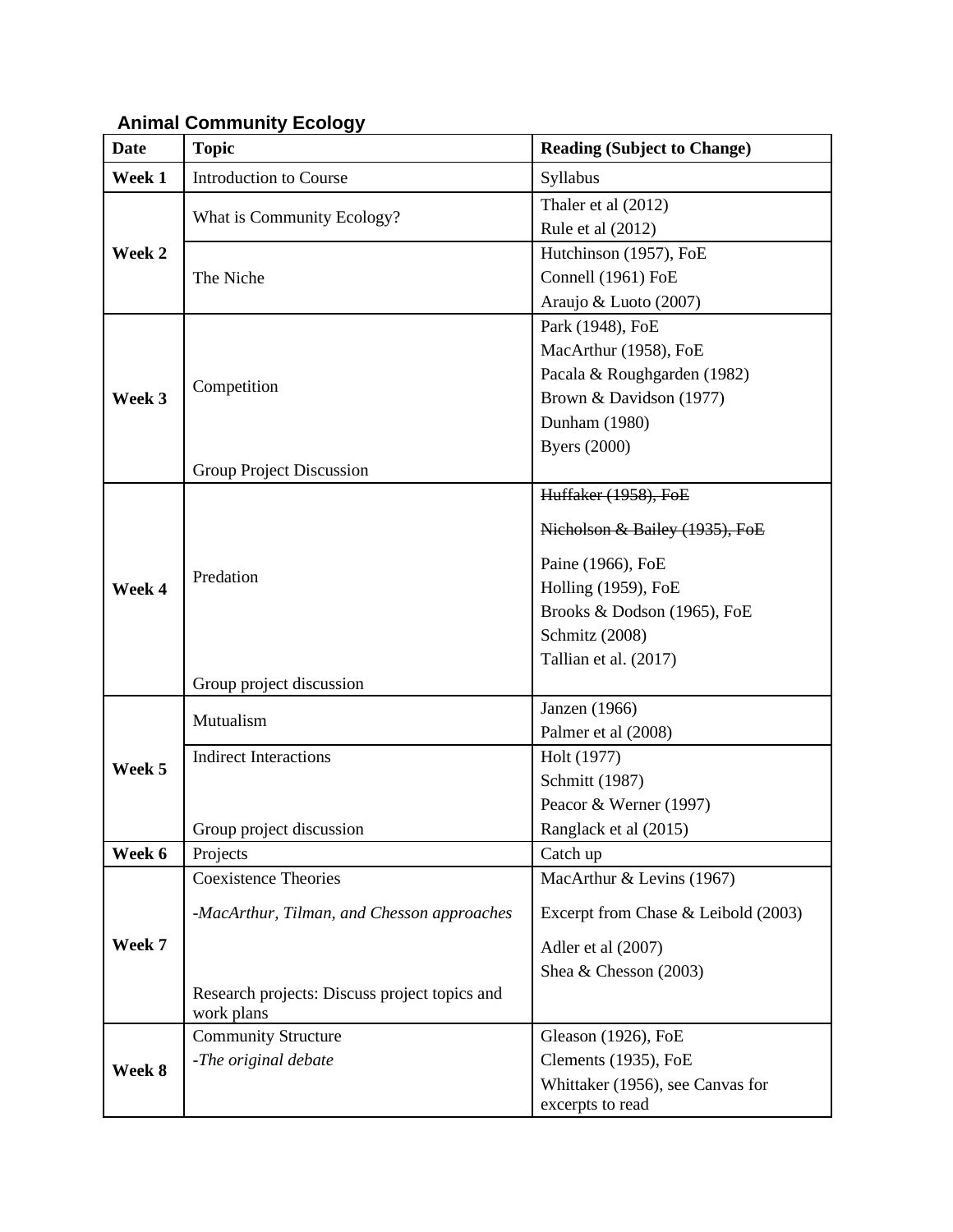**Animal Community Ecology**

| Date | Topic | Reading (Subject to Change) |
|---|---|---|
| **Week 1** | Introduction to Course | Syllabus |
| **Week 2** | What is Community Ecology? | Thaler et al (2012)<br>Rule et al (2012) |
| | The Niche | Hutchinson (1957), FoE<br>Connell (1961) FoE<br>Araujo & Luoto (2007) |
| **Week 3** | Competition<br><br>Group Project Discussion | Park (1948), FoE<br>MacArthur (1958), FoE<br>Pacala & Roughgarden (1982)<br>Brown & Davidson (1977)<br>Dunham (1980)<br>Byers (2000) |
| **Week 4** | Predation<br><br>Group project discussion | ~~Huffaker (1958), FoE~~<br>~~Nicholson & Bailey (1935), FoE~~<br>Paine (1966), FoE<br>Holling (1959), FoE<br>Brooks & Dodson (1965), FoE<br>Schmitz (2008)<br>Tallian et al. (2017) |
| **Week 5** | Mutualism | Janzen (1966)<br>Palmer et al (2008) |
| | Indirect Interactions<br><br>Group project discussion | Holt (1977)<br>Schmitt (1987)<br>Peacor & Werner (1997)<br>Ranglack et al (2015) |
| **Week 6** | Projects | Catch up |
| **Week 7** | Coexistence Theories<br>*-MacArthur, Tilman, and Chesson approaches*<br><br>Research projects: Discuss project topics and work plans | MacArthur & Levins (1967)<br>Excerpt from Chase & Leibold (2003)<br>Adler et al (2007)<br>Shea & Chesson (2003) |
| **Week 8** | Community Structure<br>*-The original debate* | Gleason (1926), FoE<br>Clements (1935), FoE<br>Whittaker (1956), see Canvas for excerpts to read |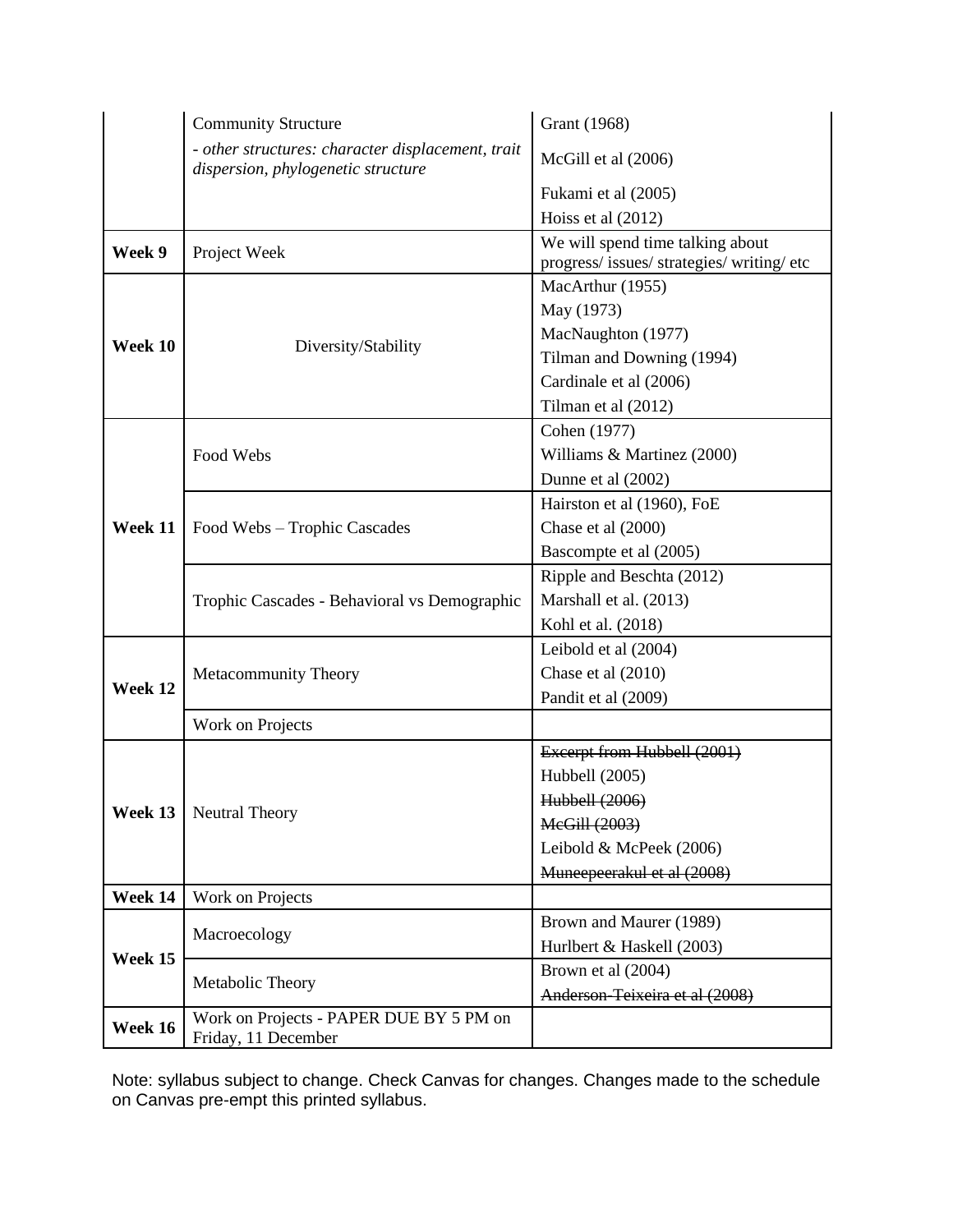| | | |
|---|---|---|
| | Community Structure<br>*- other structures: character displacement, trait dispersion, phylogenetic structure* | Grant (1968)<br>McGill et al (2006)<br>Fukami et al (2005)<br>Hoiss et al (2012) |
| **Week 9** | Project Week | We will spend time talking about progress/ issues/ strategies/ writing/ etc |
| **Week 10** | Diversity/Stability | MacArthur (1955)<br>May (1973)<br>MacNaughton (1977)<br>Tilman and Downing (1994)<br>Cardinale et al (2006)<br>Tilman et al (2012) |
| **Week 11** | Food Webs | Cohen (1977)<br>Williams & Martinez (2000)<br>Dunne et al (2002) |
| | Food Webs – Trophic Cascades | Hairston et al (1960), FoE<br>Chase et al (2000)<br>Bascompte et al (2005) |
| | Trophic Cascades - Behavioral vs Demographic | Ripple and Beschta (2012)<br>Marshall et al. (2013)<br>Kohl et al. (2018) |
| **Week 12** | Metacommunity Theory | Leibold et al (2004)<br>Chase et al (2010)<br>Pandit et al (2009) |
| | Work on Projects | |
| **Week 13** | Neutral Theory | ~~Excerpt from Hubbell (2001)~~<br>Hubbell (2005)<br>~~Hubbell (2006)~~<br>~~McGill (2003)~~<br>Leibold & McPeek (2006)<br>~~Muneepeerakul et al (2008)~~ |
| **Week 14** | Work on Projects | |
| **Week 15** | Macroecology | Brown and Maurer (1989)<br>Hurlbert & Haskell (2003) |
| | Metabolic Theory | Brown et al (2004)<br>~~Anderson-Teixeira et al (2008)~~ |
| **Week 16** | Work on Projects - PAPER DUE BY 5 PM on Friday, 11 December | |

Note: syllabus subject to change. Check Canvas for changes. Changes made to the schedule on Canvas pre-empt this printed syllabus.